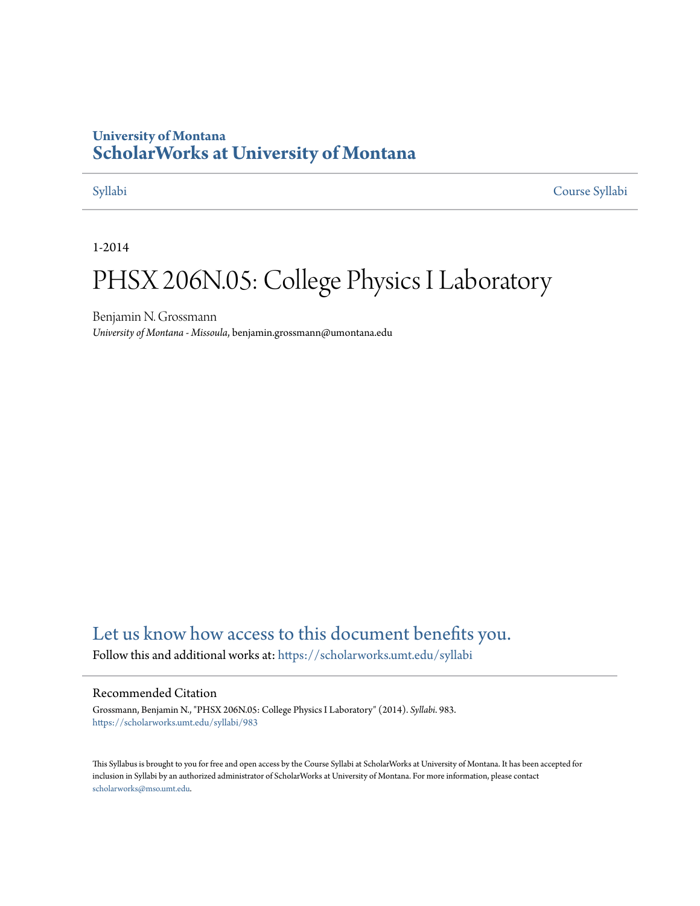University of Montana

# ScholarWorks at University of Montana

Syllabi | Course Syllabi

1-2014

# PHSX 206N.05: College Physics I Laboratory

Benjamin N. Grossmann
*University of Montana - Missoula*, benjamin.grossmann@umontana.edu

Let us know how access to this document benefits you.

Follow this and additional works at: https://scholarworks.umt.edu/syllabi

## Recommended Citation

Grossmann, Benjamin N., "PHSX 206N.05: College Physics I Laboratory" (2014). *Syllabi*. 983.
https://scholarworks.umt.edu/syllabi/983

This Syllabus is brought to you for free and open access by the Course Syllabi at ScholarWorks at University of Montana. It has been accepted for inclusion in Syllabi by an authorized administrator of ScholarWorks at University of Montana. For more information, please contact scholarworks@mso.umt.edu.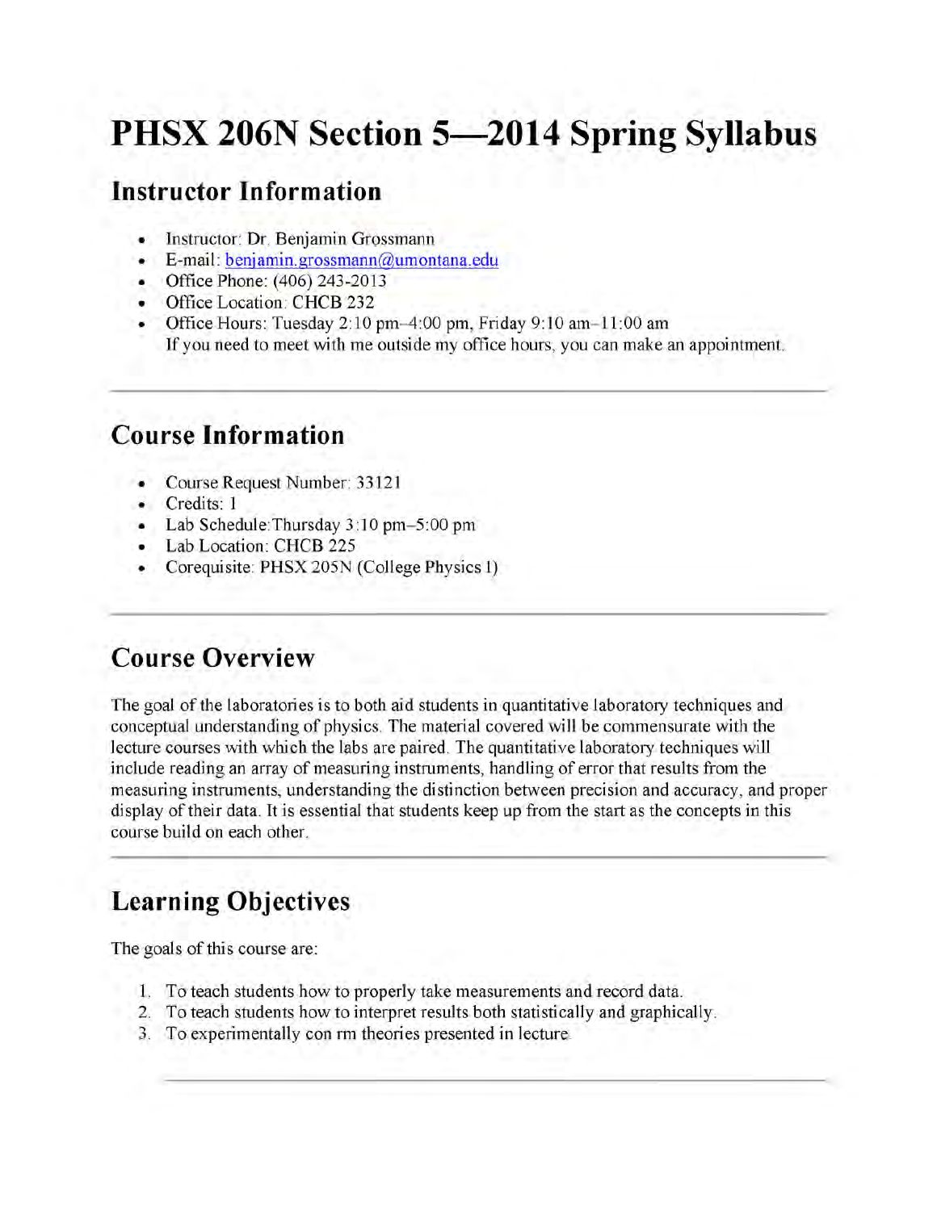# PHSX 206N Section 5—2014 Spring Syllabus

## Instructor Information

- Instructor: Dr. Benjamin Grossmann
- E-mail: benjamin.grossmann@umontana.edu
- Office Phone: (406) 243-2013
- Office Location: CHCB 232
- Office Hours: Tuesday 2:10 pm–4:00 pm, Friday 9:10 am–11:00 am
  If you need to meet with me outside my office hours, you can make an appointment.

---

## Course Information

- Course Request Number: 33121
- Credits: 1
- Lab Schedule:Thursday 3:10 pm–5:00 pm
- Lab Location: CHCB 225
- Corequisite: PHSX 205N (College Physics I)

---

## Course Overview

The goal of the laboratories is to both aid students in quantitative laboratory techniques and conceptual understanding of physics. The material covered will be commensurate with the lecture courses with which the labs are paired. The quantitative laboratory techniques will include reading an array of measuring instruments, handling of error that results from the measuring instruments, understanding the distinction between precision and accuracy, and proper display of their data. It is essential that students keep up from the start as the concepts in this course build on each other.

---

## Learning Objectives

The goals of this course are:

1. To teach students how to properly take measurements and record data.
2. To teach students how to interpret results both statistically and graphically.
3. To experimentally con rm theories presented in lecture.

---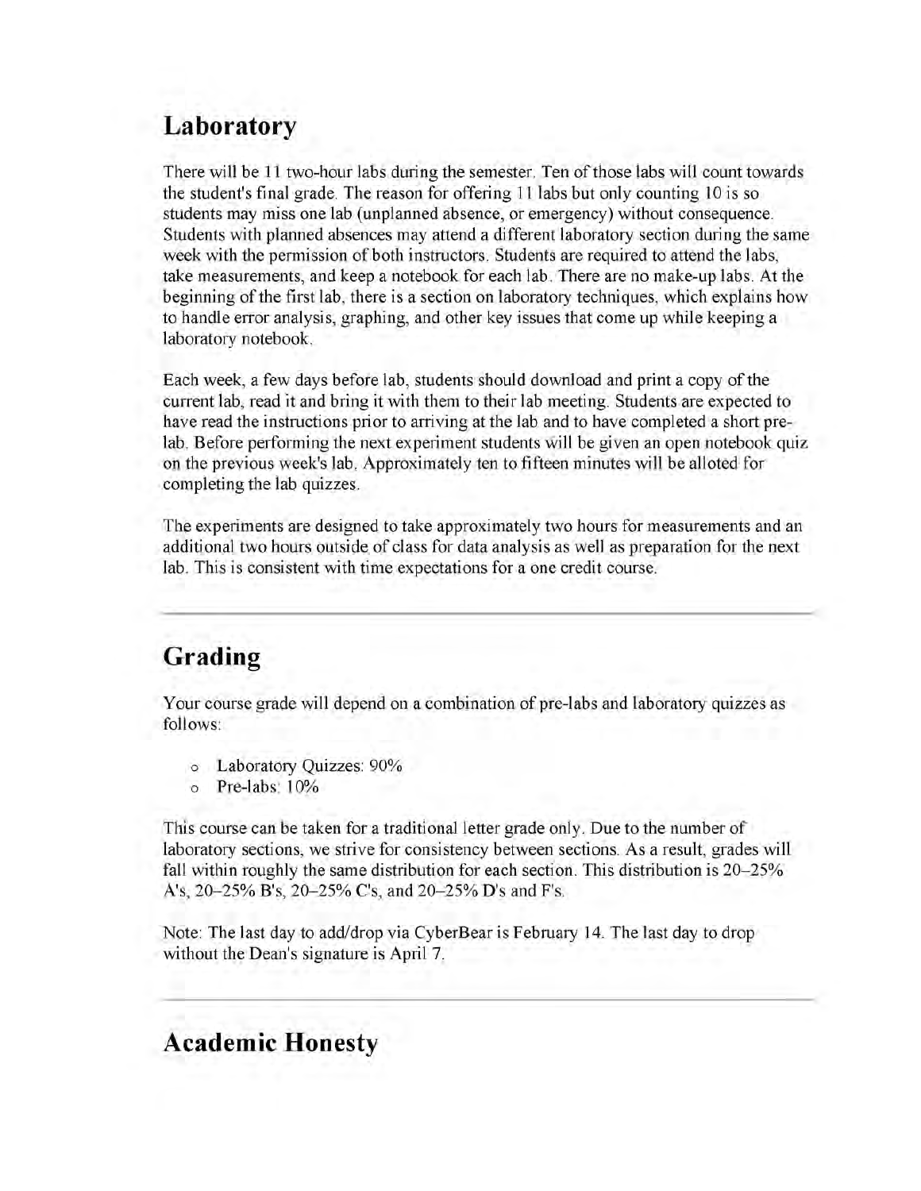## Laboratory

There will be 11 two-hour labs during the semester. Ten of those labs will count towards the student's final grade. The reason for offering 11 labs but only counting 10 is so students may miss one lab (unplanned absence, or emergency) without consequence. Students with planned absences may attend a different laboratory section during the same week with the permission of both instructors. Students are required to attend the labs, take measurements, and keep a notebook for each lab. There are no make-up labs. At the beginning of the first lab, there is a section on laboratory techniques, which explains how to handle error analysis, graphing, and other key issues that come up while keeping a laboratory notebook.

Each week, a few days before lab, students should download and print a copy of the current lab, read it and bring it with them to their lab meeting. Students are expected to have read the instructions prior to arriving at the lab and to have completed a short pre-lab. Before performing the next experiment students will be given an open notebook quiz on the previous week's lab. Approximately ten to fifteen minutes will be alloted for completing the lab quizzes.

The experiments are designed to take approximately two hours for measurements and an additional two hours outside of class for data analysis as well as preparation for the next lab. This is consistent with time expectations for a one credit course.

---

## Grading

Your course grade will depend on a combination of pre-labs and laboratory quizzes as follows:

- Laboratory Quizzes: 90%
- Pre-labs: 10%

This course can be taken for a traditional letter grade only. Due to the number of laboratory sections, we strive for consistency between sections. As a result, grades will fall within roughly the same distribution for each section. This distribution is 20–25% A's, 20–25% B's, 20–25% C's, and 20–25% D's and F's.

Note: The last day to add/drop via CyberBear is February 14. The last day to drop without the Dean's signature is April 7.

---

## Academic Honesty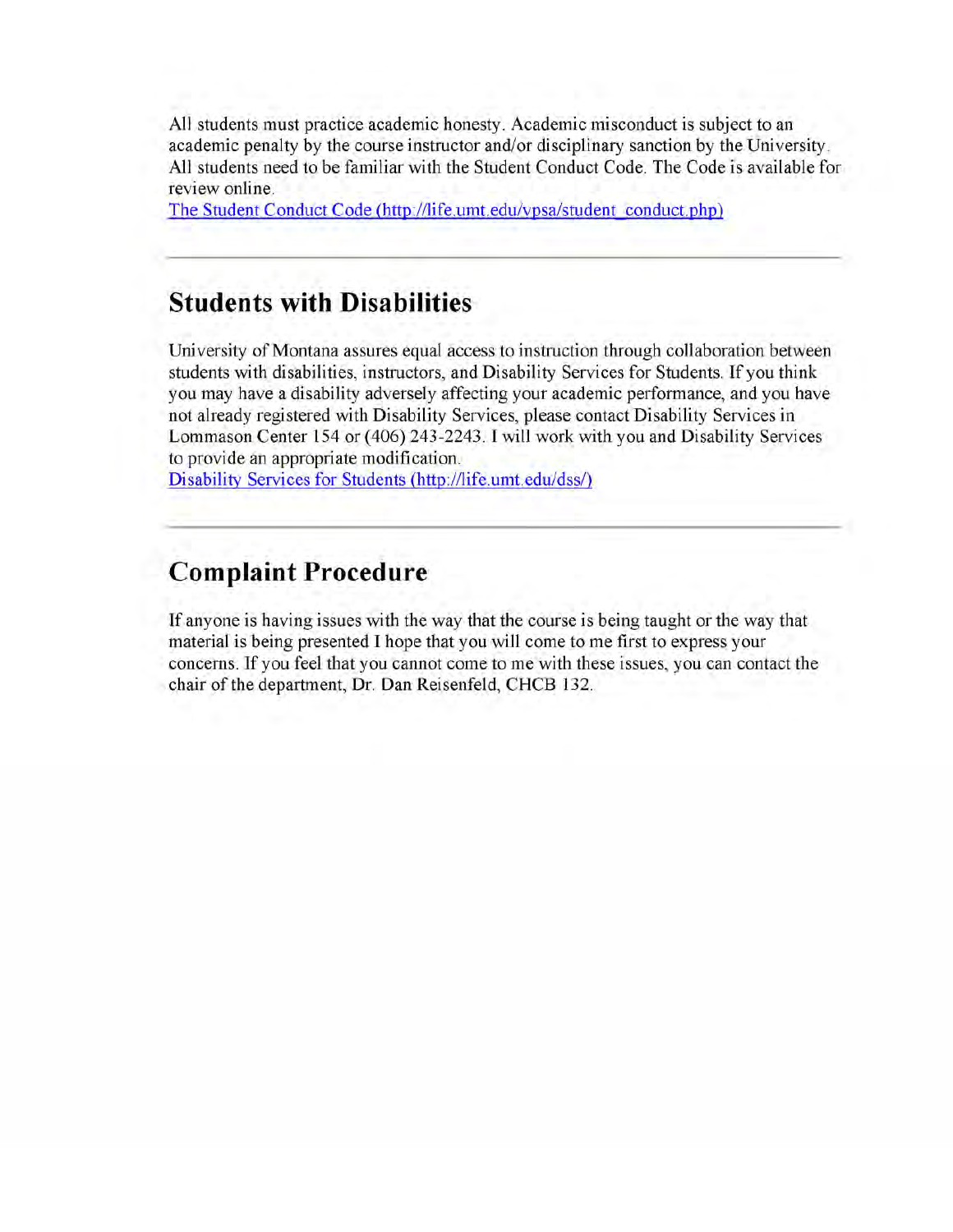All students must practice academic honesty. Academic misconduct is subject to an academic penalty by the course instructor and/or disciplinary sanction by the University. All students need to be familiar with the Student Conduct Code. The Code is available for review online.
The Student Conduct Code (http://life.umt.edu/vpsa/student_conduct.php)

---

## Students with Disabilities

University of Montana assures equal access to instruction through collaboration between students with disabilities, instructors, and Disability Services for Students. If you think you may have a disability adversely affecting your academic performance, and you have not already registered with Disability Services, please contact Disability Services in Lommason Center 154 or (406) 243-2243. I will work with you and Disability Services to provide an appropriate modification.
Disability Services for Students (http://life.umt.edu/dss/)

---

## Complaint Procedure

If anyone is having issues with the way that the course is being taught or the way that material is being presented I hope that you will come to me first to express your concerns. If you feel that you cannot come to me with these issues, you can contact the chair of the department, Dr. Dan Reisenfeld, CHCB 132.